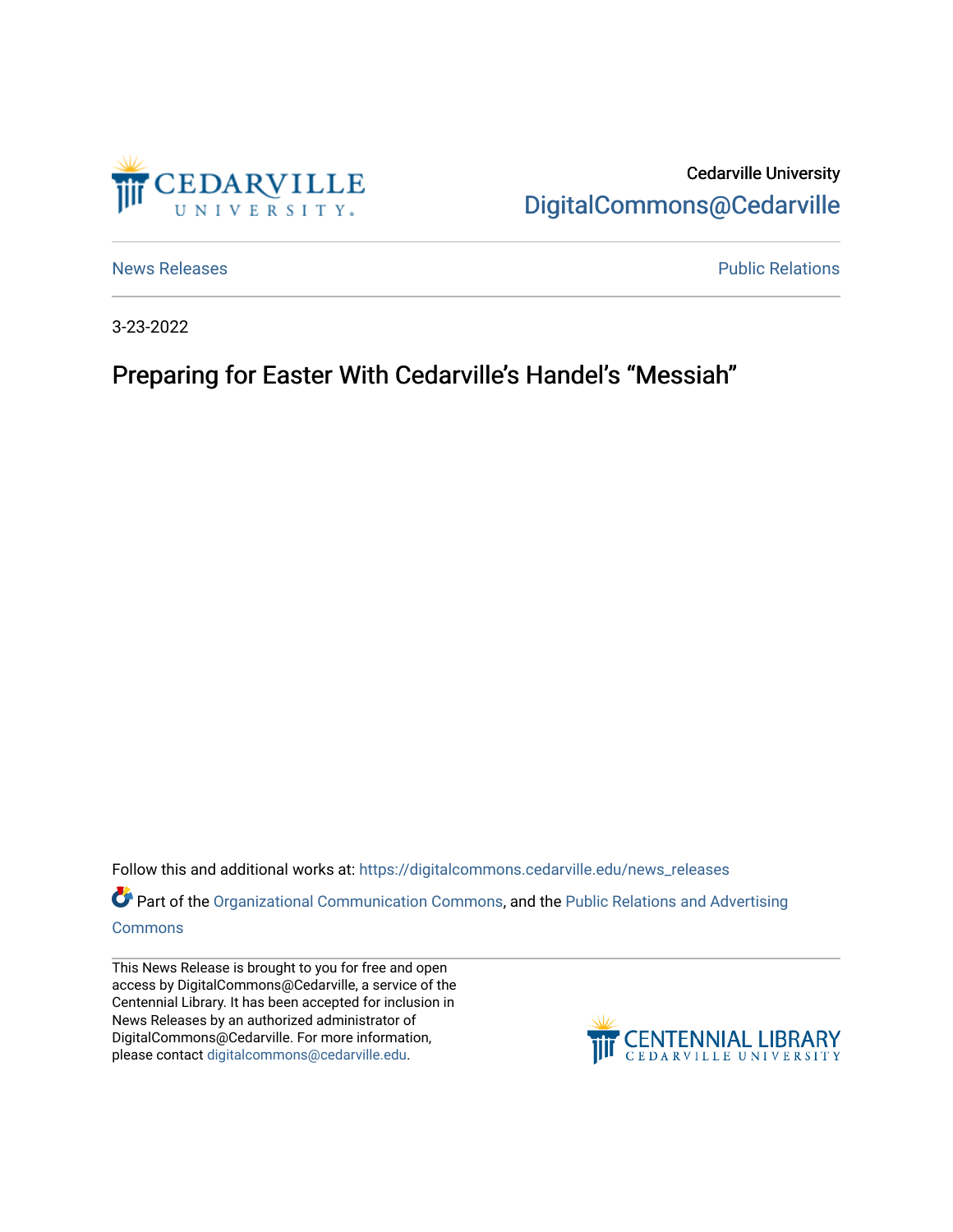Cedarville University

DigitalCommons@Cedarville

News Releases

Public Relations

3-23-2022

# Preparing for Easter With Cedarville's Handel's "Messiah"

Follow this and additional works at: https://digitalcommons.cedarville.edu/news_releases

Part of the Organizational Communication Commons, and the Public Relations and Advertising Commons

This News Release is brought to you for free and open access by DigitalCommons@Cedarville, a service of the Centennial Library. It has been accepted for inclusion in News Releases by an authorized administrator of DigitalCommons@Cedarville. For more information, please contact digitalcommons@cedarville.edu.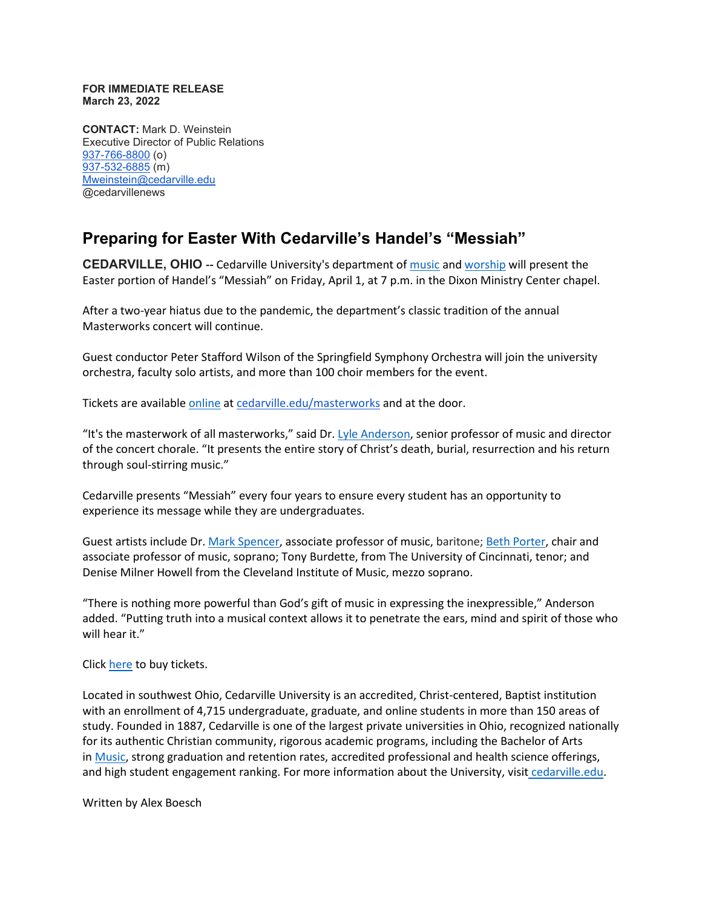**FOR IMMEDIATE RELEASE**
**March 23, 2022**

**CONTACT:** Mark D. Weinstein
Executive Director of Public Relations
937-766-8800 (o)
937-532-6885 (m)
Mweinstein@cedarville.edu
@cedarvillenews

## Preparing for Easter With Cedarville's Handel's "Messiah"

**CEDARVILLE, OHIO** -- Cedarville University's department of music and worship will present the Easter portion of Handel's "Messiah" on Friday, April 1, at 7 p.m. in the Dixon Ministry Center chapel.

After a two-year hiatus due to the pandemic, the department's classic tradition of the annual Masterworks concert will continue.

Guest conductor Peter Stafford Wilson of the Springfield Symphony Orchestra will join the university orchestra, faculty solo artists, and more than 100 choir members for the event.

Tickets are available online at cedarville.edu/masterworks and at the door.

"It's the masterwork of all masterworks," said Dr. Lyle Anderson, senior professor of music and director of the concert chorale. "It presents the entire story of Christ's death, burial, resurrection and his return through soul-stirring music."

Cedarville presents "Messiah" every four years to ensure every student has an opportunity to experience its message while they are undergraduates.

Guest artists include Dr. Mark Spencer, associate professor of music, baritone; Beth Porter, chair and associate professor of music, soprano; Tony Burdette, from The University of Cincinnati, tenor; and Denise Milner Howell from the Cleveland Institute of Music, mezzo soprano.

"There is nothing more powerful than God's gift of music in expressing the inexpressible," Anderson added. "Putting truth into a musical context allows it to penetrate the ears, mind and spirit of those who will hear it."

Click here to buy tickets.

Located in southwest Ohio, Cedarville University is an accredited, Christ-centered, Baptist institution with an enrollment of 4,715 undergraduate, graduate, and online students in more than 150 areas of study. Founded in 1887, Cedarville is one of the largest private universities in Ohio, recognized nationally for its authentic Christian community, rigorous academic programs, including the Bachelor of Arts in Music, strong graduation and retention rates, accredited professional and health science offerings, and high student engagement ranking. For more information about the University, visit cedarville.edu.

Written by Alex Boesch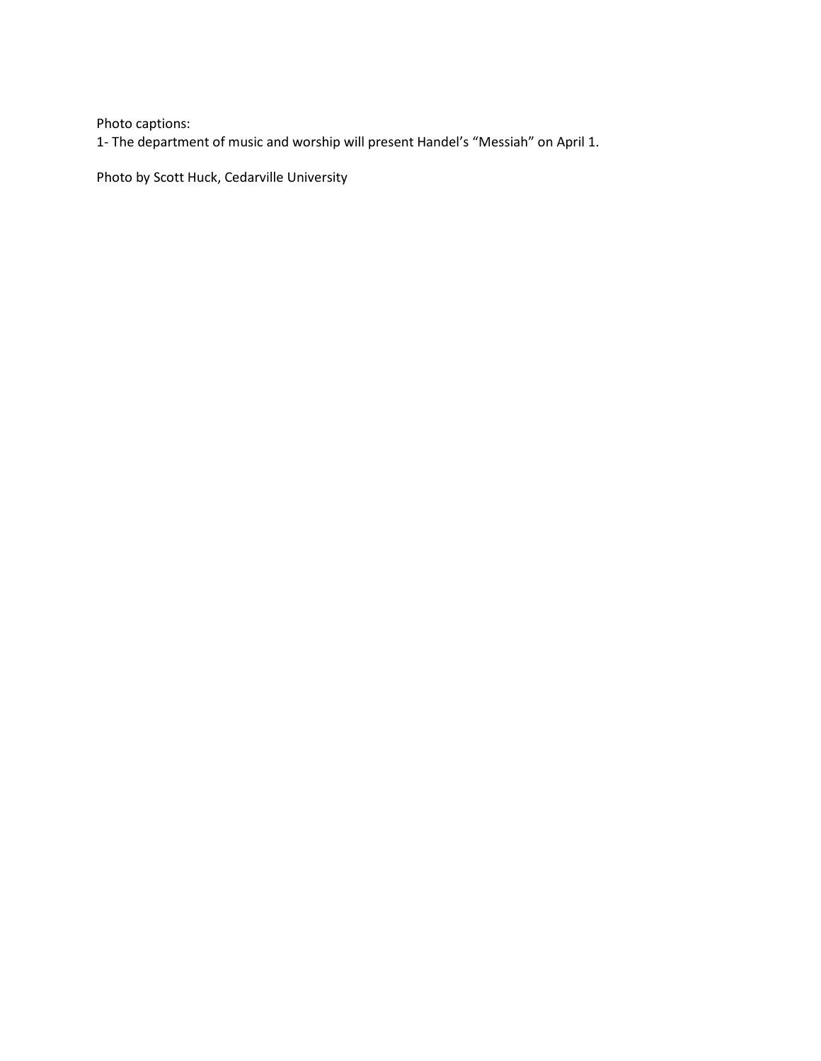Photo captions:

1- The department of music and worship will present Handel's "Messiah" on April 1.

Photo by Scott Huck, Cedarville University